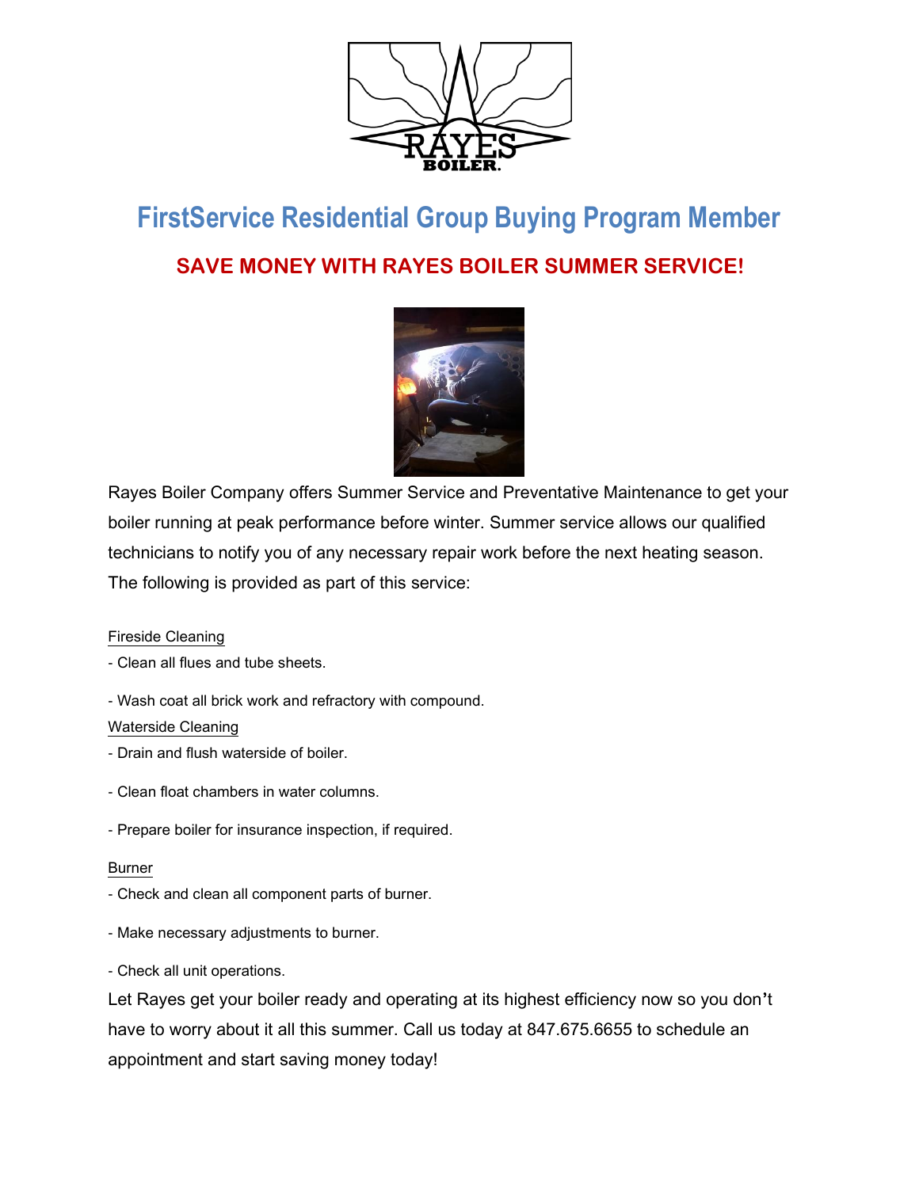# FirstService Residential Group Buying Program Member

## SAVE MONEY WITH RAYES BOILER SUMMER SERVICE!

Rayes Boiler Company offers Summer Service and Preventative Maintenance to get your boiler running at peak performance before winter. Summer service allows our qualified technicians to notify you of any necessary repair work before the next heating season. The following is provided as part of this service:

Fireside Cleaning

- Clean all flues and tube sheets.
- Wash coat all brick work and refractory with compound.

Waterside Cleaning

- Drain and flush waterside of boiler.
- Clean float chambers in water columns.
- Prepare boiler for insurance inspection, if required.

Burner

- Check and clean all component parts of burner.
- Make necessary adjustments to burner.
- Check all unit operations.

Let Rayes get your boiler ready and operating at its highest efficiency now so you don't have to worry about it all this summer. Call us today at 847.675.6655 to schedule an appointment and start saving money today!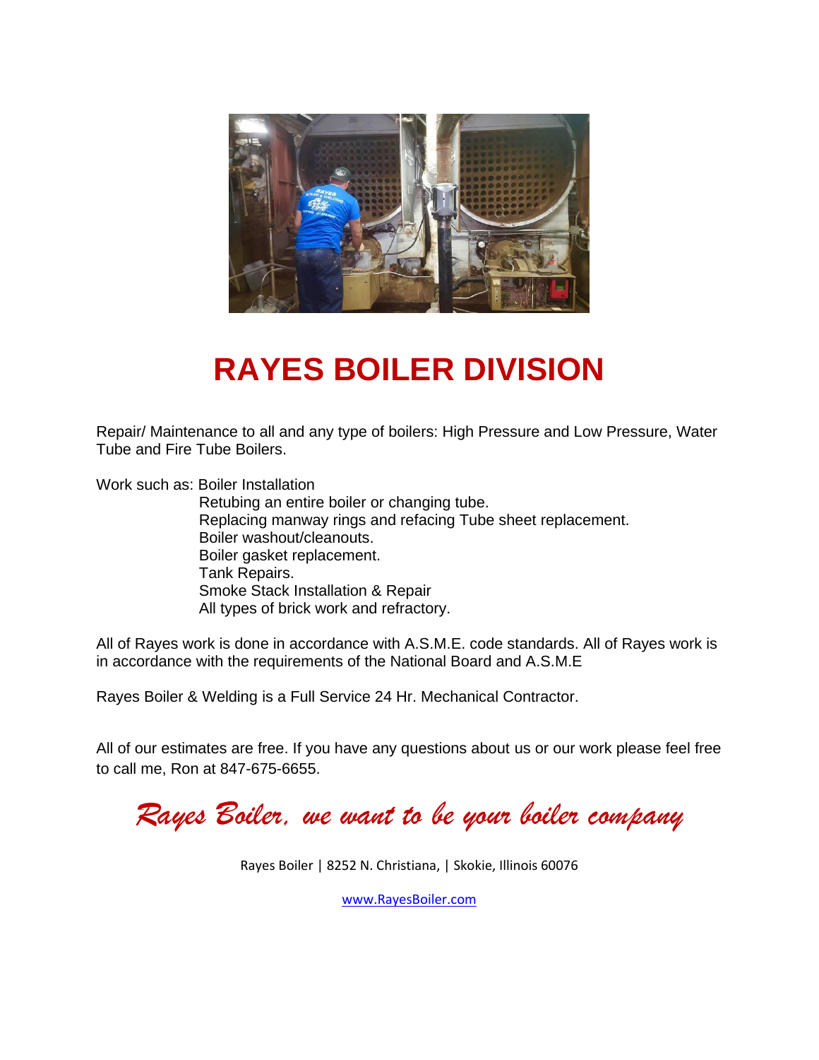# RAYES BOILER DIVISION

Repair/ Maintenance to all and any type of boilers: High Pressure and Low Pressure, Water Tube and Fire Tube Boilers.

Work such as: Boiler Installation
- Retubing an entire boiler or changing tube.
- Replacing manway rings and refacing Tube sheet replacement.
- Boiler washout/cleanouts.
- Boiler gasket replacement.
- Tank Repairs.
- Smoke Stack Installation & Repair
- All types of brick work and refractory.

All of Rayes work is done in accordance with A.S.M.E. code standards. All of Rayes work is in accordance with the requirements of the National Board and A.S.M.E

Rayes Boiler & Welding is a Full Service 24 Hr. Mechanical Contractor.

All of our estimates are free. If you have any questions about us or our work please feel free to call me, Ron at 847-675-6655.

*Rayes Boiler, we want to be your boiler company*

Rayes Boiler | 8252 N. Christiana, | Skokie, Illinois 60076

www.RayesBoiler.com